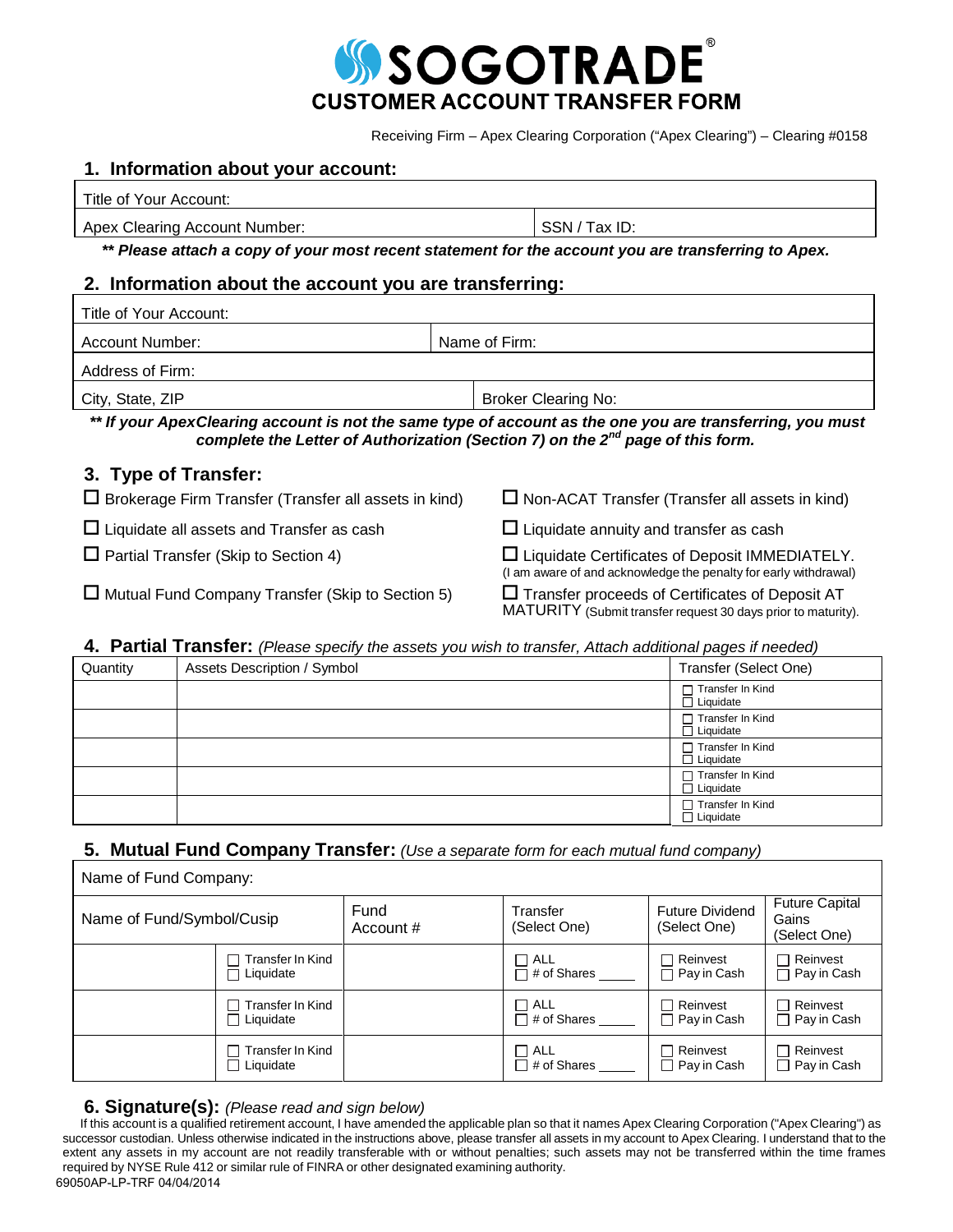# SOGOTRADE®

## CUSTOMER ACCOUNT TRANSFER FORM

Receiving Firm – Apex Clearing Corporation ("Apex Clearing") – Clearing #0158

## 1. Information about your account:

| Title of Your Account: | |
|---|---|
| Apex Clearing Account Number: | SSN / Tax ID: |

***\*\* Please attach a copy of your most recent statement for the account you are transferring to Apex.***

## 2. Information about the account you are transferring:

| Title of Your Account: | |
|---|---|
| Account Number: | Name of Firm: |
| Address of Firm: | |
| City, State, ZIP | Broker Clearing No: |

***\*\* If your ApexClearing account is not the same type of account as the one you are transferring, you must complete the Letter of Authorization (Section 7) on the 2nd page of this form.***

## 3. Type of Transfer:

- ☐ Brokerage Firm Transfer (Transfer all assets in kind)
- ☐ Liquidate all assets and Transfer as cash
- ☐ Partial Transfer (Skip to Section 4)
- ☐ Mutual Fund Company Transfer (Skip to Section 5)
- ☐ Non-ACAT Transfer (Transfer all assets in kind)
- ☐ Liquidate annuity and transfer as cash
- ☐ Liquidate Certificates of Deposit IMMEDIATELY. (I am aware of and acknowledge the penalty for early withdrawal)
- ☐ Transfer proceeds of Certificates of Deposit AT MATURITY (Submit transfer request 30 days prior to maturity).

## 4. Partial Transfer: *(Please specify the assets you wish to transfer, Attach additional pages if needed)*

| Quantity | Assets Description / Symbol | Transfer (Select One) |
|---|---|---|
| | | ☐ Transfer In Kind ☐ Liquidate |
| | | ☐ Transfer In Kind ☐ Liquidate |
| | | ☐ Transfer In Kind ☐ Liquidate |
| | | ☐ Transfer In Kind ☐ Liquidate |
| | | ☐ Transfer In Kind ☐ Liquidate |

## 5. Mutual Fund Company Transfer: *(Use a separate form for each mutual fund company)*

Name of Fund Company:

| Name of Fund/Symbol/Cusip | | Fund Account # | Transfer (Select One) | Future Dividend (Select One) | Future Capital Gains (Select One) |
|---|---|---|---|---|---|
| | ☐ Transfer In Kind ☐ Liquidate | | ☐ ALL ☐ # of Shares ____ | ☐ Reinvest ☐ Pay in Cash | ☐ Reinvest ☐ Pay in Cash |
| | ☐ Transfer In Kind ☐ Liquidate | | ☐ ALL ☐ # of Shares ____ | ☐ Reinvest ☐ Pay in Cash | ☐ Reinvest ☐ Pay in Cash |
| | ☐ Transfer In Kind ☐ Liquidate | | ☐ ALL ☐ # of Shares ____ | ☐ Reinvest ☐ Pay in Cash | ☐ Reinvest ☐ Pay in Cash |

## 6. Signature(s): *(Please read and sign below)*

If this account is a qualified retirement account, I have amended the applicable plan so that it names Apex Clearing Corporation ("Apex Clearing") as successor custodian. Unless otherwise indicated in the instructions above, please transfer all assets in my account to Apex Clearing. I understand that to the extent any assets in my account are not readily transferable with or without penalties; such assets may not be transferred within the time frames required by NYSE Rule 412 or similar rule of FINRA or other designated examining authority.

69050AP-LP-TRF 04/04/2014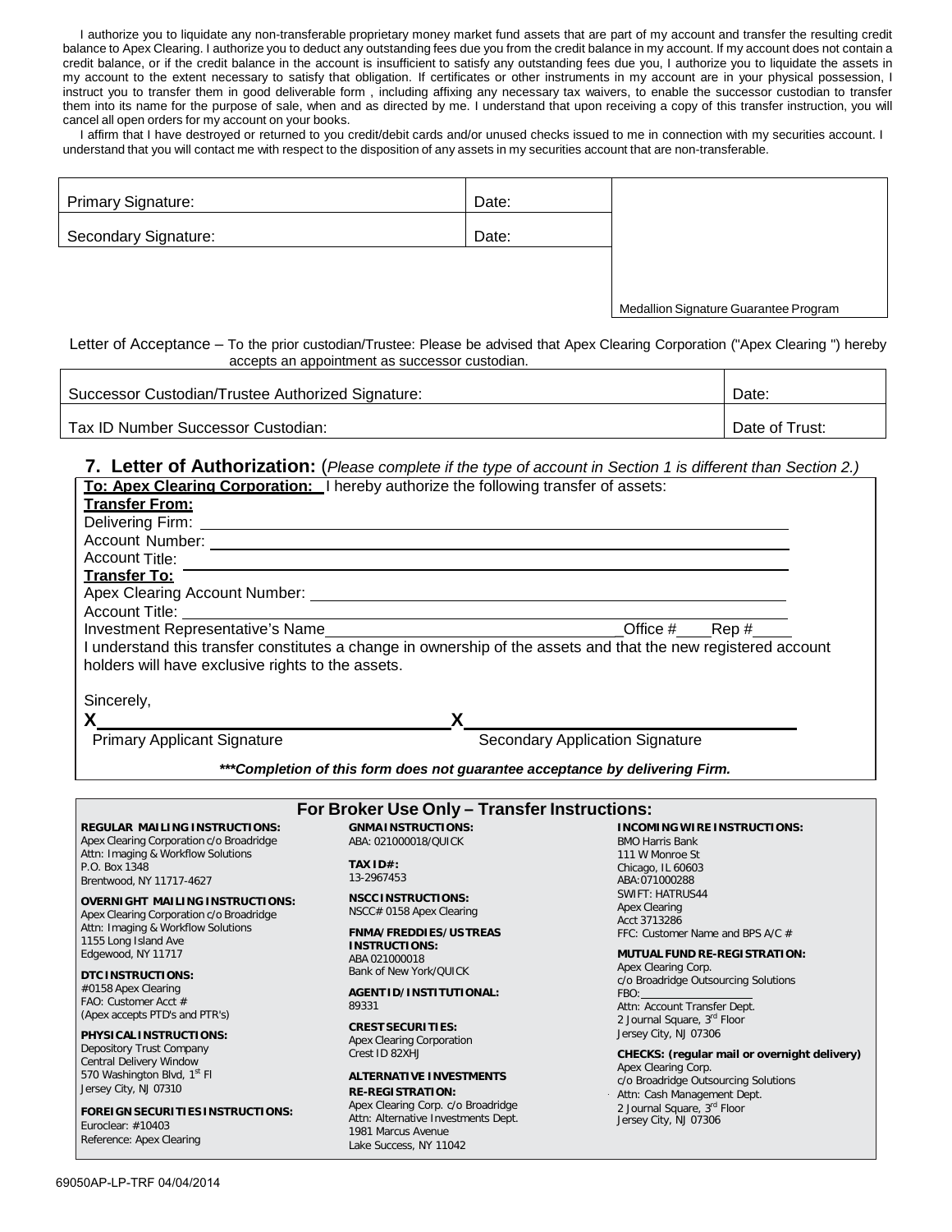I authorize you to liquidate any non-transferable proprietary money market fund assets that are part of my account and transfer the resulting credit balance to Apex Clearing. I authorize you to deduct any outstanding fees due you from the credit balance in my account. If my account does not contain a credit balance, or if the credit balance in the account is insufficient to satisfy any outstanding fees due you, I authorize you to liquidate the assets in my account to the extent necessary to satisfy that obligation. If certificates or other instruments in my account are in your physical possession, I instruct you to transfer them in good deliverable form , including affixing any necessary tax waivers, to enable the successor custodian to transfer them into its name for the purpose of sale, when and as directed by me. I understand that upon receiving a copy of this transfer instruction, you will cancel all open orders for my account on your books.

I affirm that I have destroyed or returned to you credit/debit cards and/or unused checks issued to me in connection with my securities account. I understand that you will contact me with respect to the disposition of any assets in my securities account that are non-transferable.

| | | |
|---|---|---|
| Primary Signature: | Date: | |
| Secondary Signature: | Date: | |
| | | Medallion Signature Guarantee Program |

Letter of Acceptance – To the prior custodian/Trustee: Please be advised that Apex Clearing Corporation ("Apex Clearing ") hereby accepts an appointment as successor custodian.

| | |
|---|---|
| Successor Custodian/Trustee Authorized Signature: | Date: |
| Tax ID Number Successor Custodian: | Date of Trust: |

## 7. Letter of Authorization: (*Please complete if the type of account in Section 1 is different than Section 2.)*

**To: Apex Clearing Corporation:** I hereby authorize the following transfer of assets:

**Transfer From:**

Delivering Firm: ______________________

Account Number: ______________________

Account Title: ______________________

**Transfer To:**

Apex Clearing Account Number: ______________________

Account Title: ______________________

Investment Representative's Name______________________Office #____Rep #____

I understand this transfer constitutes a change in ownership of the assets and that the new registered account holders will have exclusive rights to the assets.

Sincerely,

X______________________ X______________________

Primary Applicant Signature Secondary Application Signature

***\*\*\*Completion of this form does not guarantee acceptance by delivering Firm.***

### For Broker Use Only – Transfer Instructions:

**REGULAR MAILING INSTRUCTIONS:**
Apex Clearing Corporation c/o Broadridge
Attn: Imaging & Workflow Solutions
P.O. Box 1348
Brentwood, NY 11717-4627

**OVERNIGHT MAILING INSTRUCTIONS:**
Apex Clearing Corporation c/o Broadridge
Attn: Imaging & Workflow Solutions
1155 Long Island Ave
Edgewood, NY 11717

**DTC INSTRUCTIONS:**
#0158 Apex Clearing
FAO: Customer Acct #
(Apex accepts PTD's and PTR's)

**PHYSICAL INSTRUCTIONS:**
Depository Trust Company
Central Delivery Window
570 Washington Blvd, 1st Fl
Jersey City, NJ 07310

**FOREIGN SECURITIES INSTRUCTIONS:**
Euroclear: #10403
Reference: Apex Clearing

**GNMA INSTRUCTIONS:**
ABA: 021000018/QUICK

**TAX ID#:**
13-2967453

**NSCC INSTRUCTIONS:**
NSCC# 0158 Apex Clearing

**FNMA/FREDDIES/US TREAS INSTRUCTIONS:**
ABA 021000018
Bank of New York/QUICK

**AGENT ID/INSTITUTIONAL:**
89331

**CREST SECURITIES:**
Apex Clearing Corporation
Crest ID 82XHJ

**ALTERNATIVE INVESTMENTS RE-REGISTRATION:**
Apex Clearing Corp. c/o Broadridge
Attn: Alternative Investments Dept.
1981 Marcus Avenue
Lake Success, NY 11042

**INCOMING WIRE INSTRUCTIONS:**
BMO Harris Bank
111 W Monroe St
Chicago, IL 60603
ABA: 071000288
SWIFT: HATRUS44
Apex Clearing
Acct 3713286
FFC: Customer Name and BPS A/C #

**MUTUAL FUND RE-REGISTRATION:**
Apex Clearing Corp.
c/o Broadridge Outsourcing Solutions
FBO: ______________
Attn: Account Transfer Dept.
2 Journal Square, 3rd Floor
Jersey City, NJ 07306

**CHECKS: (regular mail or overnight delivery)**
Apex Clearing Corp.
c/o Broadridge Outsourcing Solutions
Attn: Cash Management Dept.
2 Journal Square, 3rd Floor
Jersey City, NJ 07306

69050AP-LP-TRF 04/04/2014